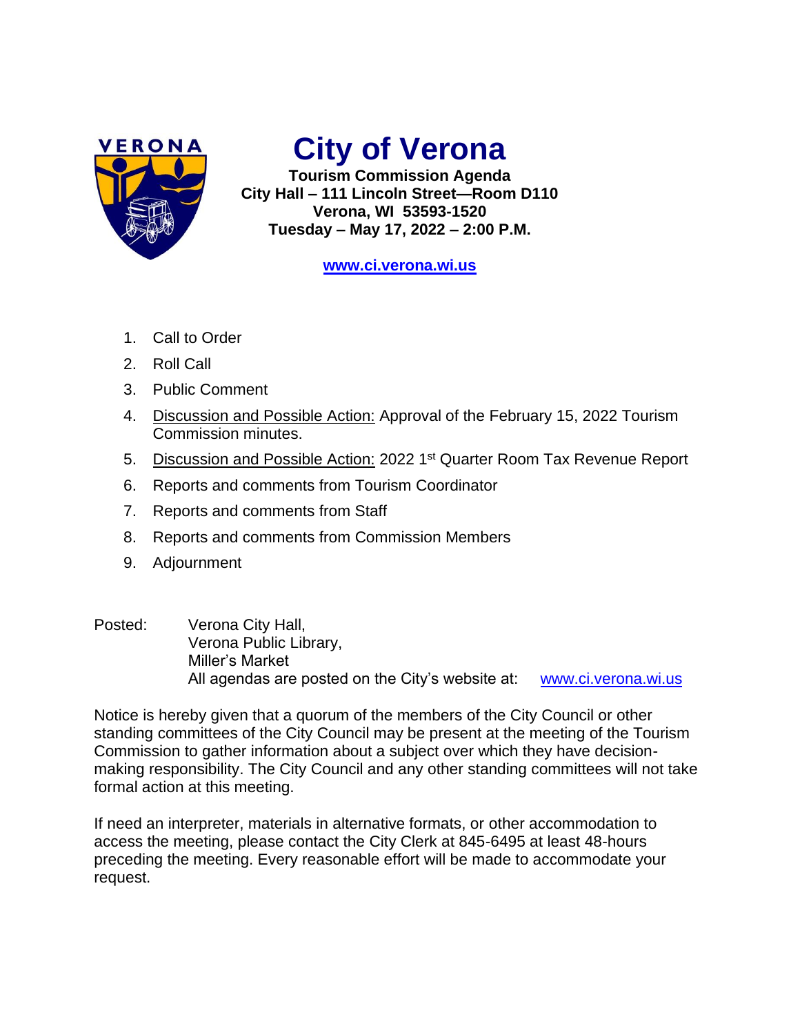# City of Verona

**Tourism Commission Agenda**
**City Hall – 111 Lincoln Street—Room D110**
**Verona, WI 53593-1520**
**Tuesday – May 17, 2022 – 2:00 P.M.**

**www.ci.verona.wi.us**

1. Call to Order
2. Roll Call
3. Public Comment
4. Discussion and Possible Action: Approval of the February 15, 2022 Tourism Commission minutes.
5. Discussion and Possible Action: 2022 1st Quarter Room Tax Revenue Report
6. Reports and comments from Tourism Coordinator
7. Reports and comments from Staff
8. Reports and comments from Commission Members
9. Adjournment

Posted: Verona City Hall,
Verona Public Library,
Miller's Market
All agendas are posted on the City's website at: www.ci.verona.wi.us

Notice is hereby given that a quorum of the members of the City Council or other standing committees of the City Council may be present at the meeting of the Tourism Commission to gather information about a subject over which they have decision-making responsibility. The City Council and any other standing committees will not take formal action at this meeting.

If need an interpreter, materials in alternative formats, or other accommodation to access the meeting, please contact the City Clerk at 845-6495 at least 48-hours preceding the meeting. Every reasonable effort will be made to accommodate your request.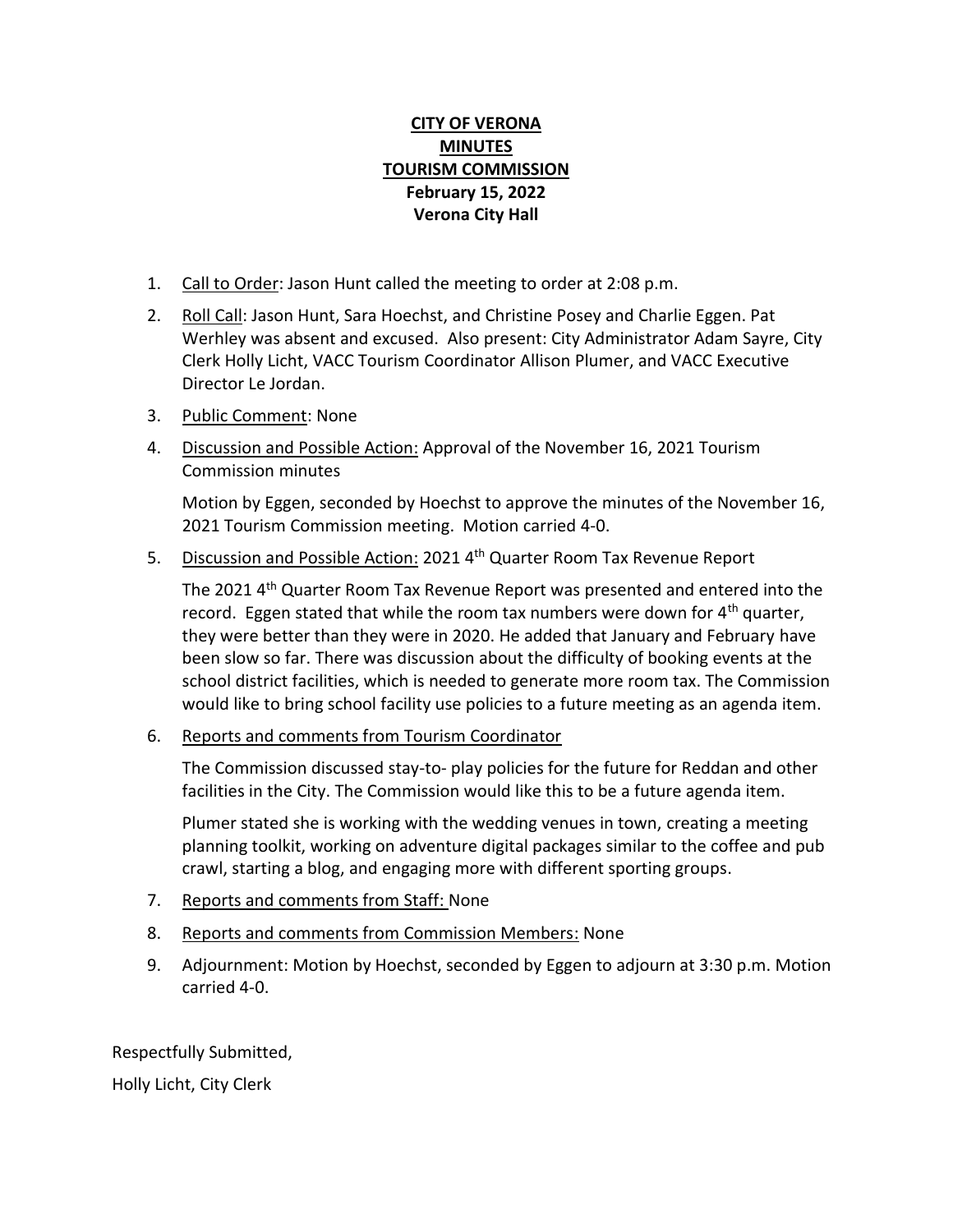**CITY OF VERONA**
**MINUTES**
**TOURISM COMMISSION**
**February 15, 2022**
**Verona City Hall**

1. Call to Order: Jason Hunt called the meeting to order at 2:08 p.m.
2. Roll Call: Jason Hunt, Sara Hoechst, and Christine Posey and Charlie Eggen. Pat Werhley was absent and excused. Also present: City Administrator Adam Sayre, City Clerk Holly Licht, VACC Tourism Coordinator Allison Plumer, and VACC Executive Director Le Jordan.
3. Public Comment: None
4. Discussion and Possible Action: Approval of the November 16, 2021 Tourism Commission minutes

   Motion by Eggen, seconded by Hoechst to approve the minutes of the November 16, 2021 Tourism Commission meeting. Motion carried 4-0.
5. Discussion and Possible Action: 2021 4th Quarter Room Tax Revenue Report

   The 2021 4th Quarter Room Tax Revenue Report was presented and entered into the record. Eggen stated that while the room tax numbers were down for 4th quarter, they were better than they were in 2020. He added that January and February have been slow so far. There was discussion about the difficulty of booking events at the school district facilities, which is needed to generate more room tax. The Commission would like to bring school facility use policies to a future meeting as an agenda item.
6. Reports and comments from Tourism Coordinator

   The Commission discussed stay-to- play policies for the future for Reddan and other facilities in the City. The Commission would like this to be a future agenda item.

   Plumer stated she is working with the wedding venues in town, creating a meeting planning toolkit, working on adventure digital packages similar to the coffee and pub crawl, starting a blog, and engaging more with different sporting groups.
7. Reports and comments from Staff: None
8. Reports and comments from Commission Members: None
9. Adjournment: Motion by Hoechst, seconded by Eggen to adjourn at 3:30 p.m. Motion carried 4-0.

Respectfully Submitted,

Holly Licht, City Clerk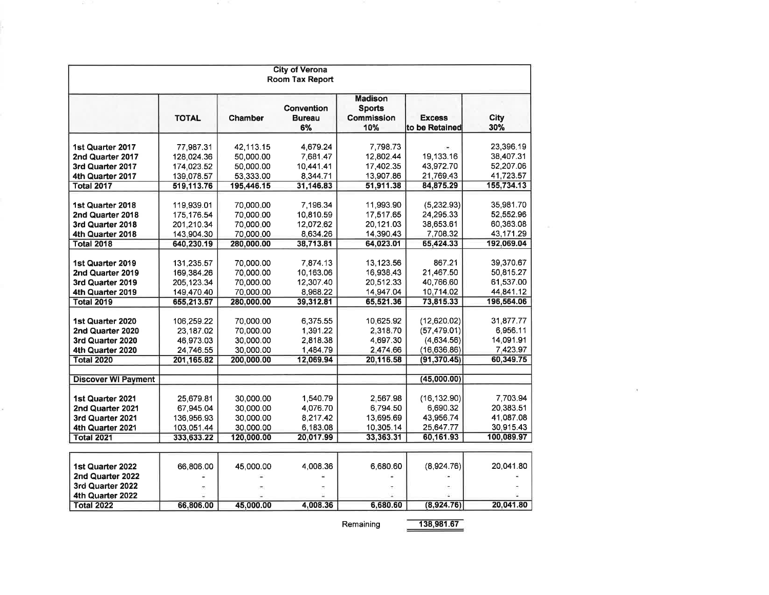## City of Verona
### Room Tax Report

| | TOTAL | Chamber | Convention Bureau 6% | Madison Sports Commission 10% | Excess to be Retained | City 30% |
|---|---|---|---|---|---|---|
| 1st Quarter 2017 | 77,987.31 | 42,113.15 | 4,679.24 | 7,798.73 | - | 23,396.19 |
| 2nd Quarter 2017 | 128,024.36 | 50,000.00 | 7,681.47 | 12,802.44 | 19,133.16 | 38,407.31 |
| 3rd Quarter 2017 | 174,023.52 | 50,000.00 | 10,441.41 | 17,402.35 | 43,972.70 | 52,207.06 |
| 4th Quarter 2017 | 139,078.57 | 53,333.00 | 8,344.71 | 13,907.86 | 21,769.43 | 41,723.57 |
| **Total 2017** | **519,113.76** | **195,446.15** | **31,146.83** | **51,911.38** | **84,875.29** | **155,734.13** |
| | | | | | | |
| 1st Quarter 2018 | 119,939.01 | 70,000.00 | 7,196.34 | 11,993.90 | (5,232.93) | 35,981.70 |
| 2nd Quarter 2018 | 175,176.54 | 70,000.00 | 10,810.59 | 17,517.65 | 24,295.33 | 52,552.96 |
| 3rd Quarter 2018 | 201,210.34 | 70,000.00 | 12,072.62 | 20,121.03 | 38,653.61 | 60,363.08 |
| 4th Quarter 2018 | 143,904.30 | 70,000.00 | 8,634.26 | 14,390.43 | 7,708.32 | 43,171.29 |
| **Total 2018** | **640,230.19** | **280,000.00** | **38,713.81** | **64,023.01** | **65,424.33** | **192,069.04** |
| | | | | | | |
| 1st Quarter 2019 | 131,235.57 | 70,000.00 | 7,874.13 | 13,123.56 | 867.21 | 39,370.67 |
| 2nd Quarter 2019 | 169,384.26 | 70,000.00 | 10,163.06 | 16,938.43 | 21,467.50 | 50,815.27 |
| 3rd Quarter 2019 | 205,123.34 | 70,000.00 | 12,307.40 | 20,512.33 | 40,766.60 | 61,537.00 |
| 4th Quarter 2019 | 149,470.40 | 70,000.00 | 8,968.22 | 14,947.04 | 10,714.02 | 44,841.12 |
| **Total 2019** | **655,213.57** | **280,000.00** | **39,312.81** | **65,521.36** | **73,815.33** | **196,564.06** |
| | | | | | | |
| 1st Quarter 2020 | 106,259.22 | 70,000.00 | 6,375.55 | 10,625.92 | (12,620.02) | 31,877.77 |
| 2nd Quarter 2020 | 23,187.02 | 70,000.00 | 1,391.22 | 2,318.70 | (57,479.01) | 6,956.11 |
| 3rd Quarter 2020 | 46,973.03 | 30,000.00 | 2,818.38 | 4,697.30 | (4,634.56) | 14,091.91 |
| 4th Quarter 2020 | 24,746.55 | 30,000.00 | 1,484.79 | 2,474.66 | (16,636.86) | 7,423.97 |
| **Total 2020** | **201,165.82** | **200,000.00** | **12,069.94** | **20,116.58** | **(91,370.45)** | **60,349.75** |
| | | | | | | |
| **Discover WI Payment** | | | | | **(45,000.00)** | |
| | | | | | | |
| 1st Quarter 2021 | 25,679.81 | 30,000.00 | 1,540.79 | 2,567.98 | (16,132.90) | 7,703.94 |
| 2nd Quarter 2021 | 67,945.04 | 30,000.00 | 4,076.70 | 6,794.50 | 6,690.32 | 20,383.51 |
| 3rd Quarter 2021 | 136,956.93 | 30,000.00 | 8,217.42 | 13,695.69 | 43,956.74 | 41,087.08 |
| 4th Quarter 2021 | 103,051.44 | 30,000.00 | 6,183.08 | 10,305.14 | 25,647.77 | 30,915.43 |
| **Total 2021** | **333,633.22** | **120,000.00** | **20,017.99** | **33,363.31** | **60,161.93** | **100,089.97** |
| | | | | | | |
| 1st Quarter 2022 | 66,806.00 | 45,000.00 | 4,008.36 | 6,680.60 | (8,924.76) | 20,041.80 |
| 2nd Quarter 2022 | - | - | - | - | - | - |
| 3rd Quarter 2022 | - | - | - | - | - | - |
| 4th Quarter 2022 | - | - | - | - | - | - |
| **Total 2022** | **66,806.00** | **45,000.00** | **4,008.36** | **6,680.60** | **(8,924.76)** | **20,041.80** |
| | | | | Remaining | 138,981.67 | |